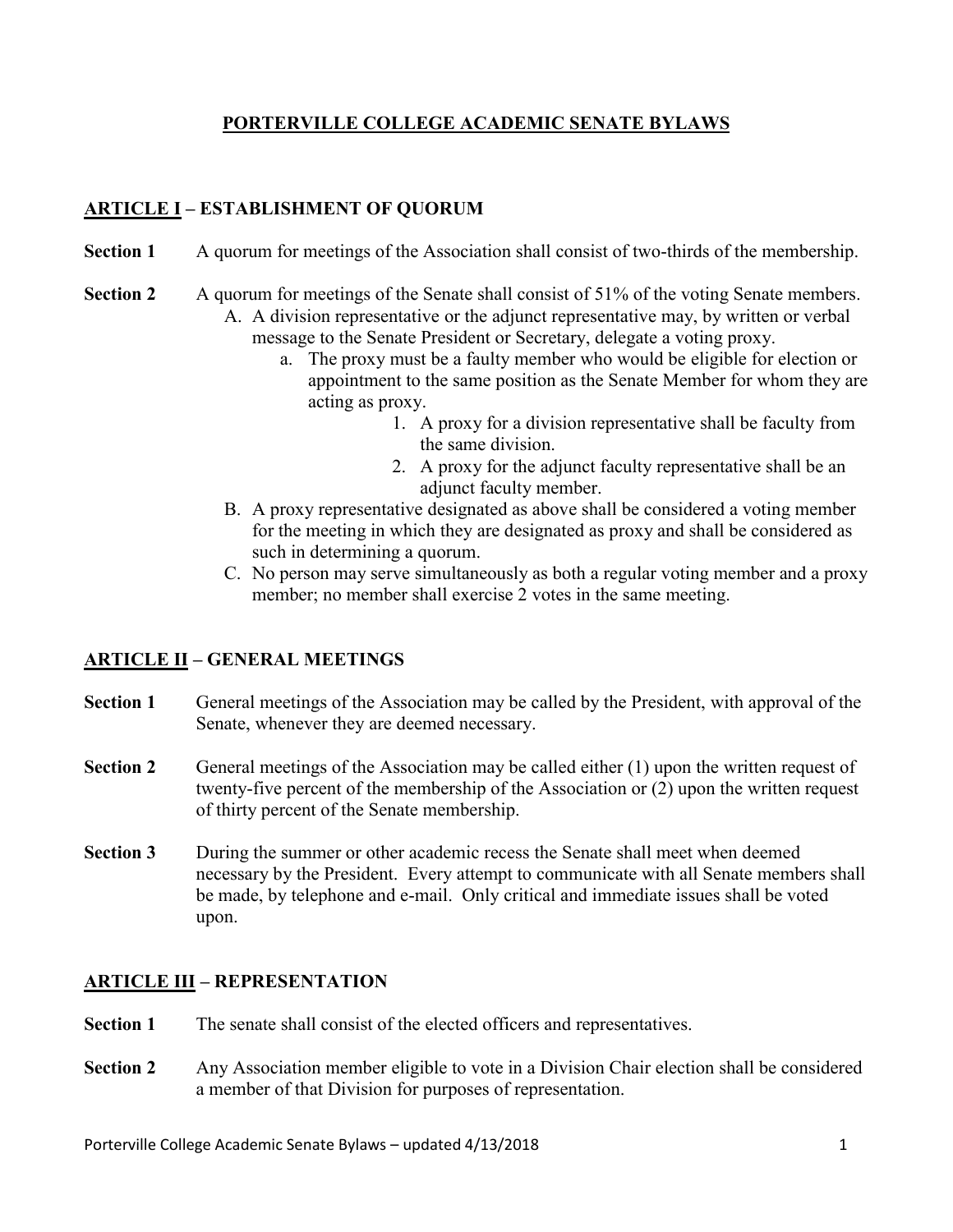# PORTERVILLE COLLEGE ACADEMIC SENATE BYLAWS

## ARTICLE I – ESTABLISHMENT OF QUORUM

**Section 1** A quorum for meetings of the Association shall consist of two-thirds of the membership.

**Section 2** A quorum for meetings of the Senate shall consist of 51% of the voting Senate members.

A. A division representative or the adjunct representative may, by written or verbal message to the Senate President or Secretary, delegate a voting proxy.
   a. The proxy must be a faulty member who would be eligible for election or appointment to the same position as the Senate Member for whom they are acting as proxy.
      1. A proxy for a division representative shall be faculty from the same division.
      2. A proxy for the adjunct faculty representative shall be an adjunct faculty member.

B. A proxy representative designated as above shall be considered a voting member for the meeting in which they are designated as proxy and shall be considered as such in determining a quorum.

C. No person may serve simultaneously as both a regular voting member and a proxy member; no member shall exercise 2 votes in the same meeting.

## ARTICLE II – GENERAL MEETINGS

**Section 1** General meetings of the Association may be called by the President, with approval of the Senate, whenever they are deemed necessary.

**Section 2** General meetings of the Association may be called either (1) upon the written request of twenty-five percent of the membership of the Association or (2) upon the written request of thirty percent of the Senate membership.

**Section 3** During the summer or other academic recess the Senate shall meet when deemed necessary by the President. Every attempt to communicate with all Senate members shall be made, by telephone and e-mail. Only critical and immediate issues shall be voted upon.

## ARTICLE III – REPRESENTATION

**Section 1** The senate shall consist of the elected officers and representatives.

**Section 2** Any Association member eligible to vote in a Division Chair election shall be considered a member of that Division for purposes of representation.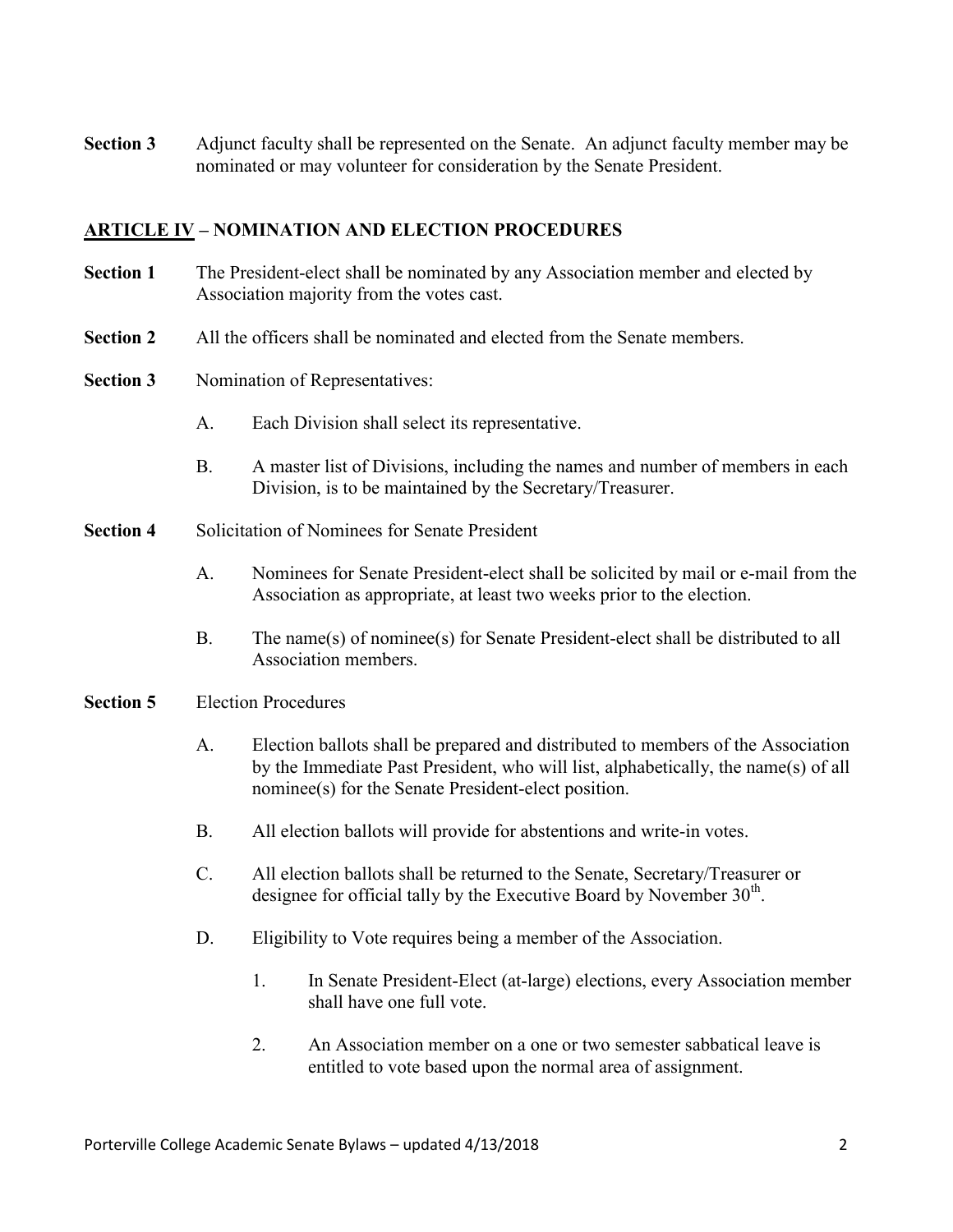**Section 3** Adjunct faculty shall be represented on the Senate. An adjunct faculty member may be nominated or may volunteer for consideration by the Senate President.

## ARTICLE IV – NOMINATION AND ELECTION PROCEDURES

**Section 1** The President-elect shall be nominated by any Association member and elected by Association majority from the votes cast.

**Section 2** All the officers shall be nominated and elected from the Senate members.

**Section 3** Nomination of Representatives:

- A. Each Division shall select its representative.
- B. A master list of Divisions, including the names and number of members in each Division, is to be maintained by the Secretary/Treasurer.

**Section 4** Solicitation of Nominees for Senate President

- A. Nominees for Senate President-elect shall be solicited by mail or e-mail from the Association as appropriate, at least two weeks prior to the election.
- B. The name(s) of nominee(s) for Senate President-elect shall be distributed to all Association members.

**Section 5** Election Procedures

- A. Election ballots shall be prepared and distributed to members of the Association by the Immediate Past President, who will list, alphabetically, the name(s) of all nominee(s) for the Senate President-elect position.
- B. All election ballots will provide for abstentions and write-in votes.
- C. All election ballots shall be returned to the Senate, Secretary/Treasurer or designee for official tally by the Executive Board by November 30th.
- D. Eligibility to Vote requires being a member of the Association.
  1. In Senate President-Elect (at-large) elections, every Association member shall have one full vote.
  2. An Association member on a one or two semester sabbatical leave is entitled to vote based upon the normal area of assignment.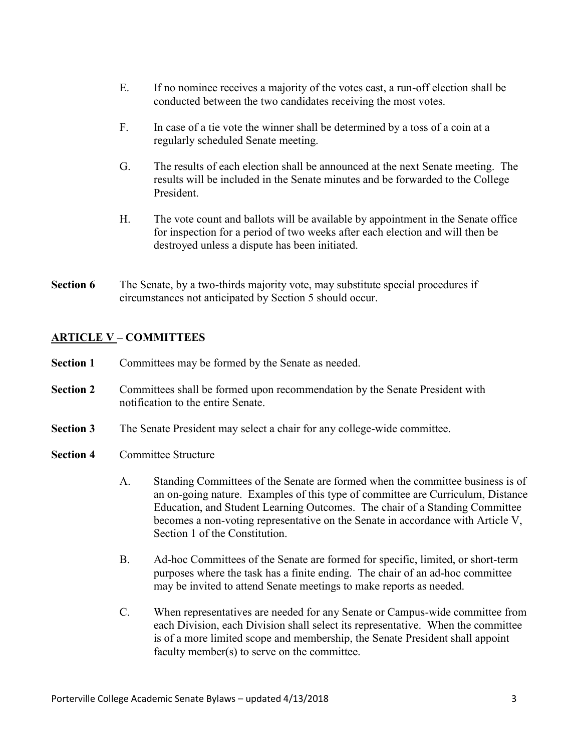E. If no nominee receives a majority of the votes cast, a run-off election shall be conducted between the two candidates receiving the most votes.

F. In case of a tie vote the winner shall be determined by a toss of a coin at a regularly scheduled Senate meeting.

G. The results of each election shall be announced at the next Senate meeting. The results will be included in the Senate minutes and be forwarded to the College President.

H. The vote count and ballots will be available by appointment in the Senate office for inspection for a period of two weeks after each election and will then be destroyed unless a dispute has been initiated.

**Section 6** The Senate, by a two-thirds majority vote, may substitute special procedures if circumstances not anticipated by Section 5 should occur.

## ARTICLE V – COMMITTEES

**Section 1** Committees may be formed by the Senate as needed.

**Section 2** Committees shall be formed upon recommendation by the Senate President with notification to the entire Senate.

**Section 3** The Senate President may select a chair for any college-wide committee.

**Section 4** Committee Structure

A. Standing Committees of the Senate are formed when the committee business is of an on-going nature. Examples of this type of committee are Curriculum, Distance Education, and Student Learning Outcomes. The chair of a Standing Committee becomes a non-voting representative on the Senate in accordance with Article V, Section 1 of the Constitution.

B. Ad-hoc Committees of the Senate are formed for specific, limited, or short-term purposes where the task has a finite ending. The chair of an ad-hoc committee may be invited to attend Senate meetings to make reports as needed.

C. When representatives are needed for any Senate or Campus-wide committee from each Division, each Division shall select its representative. When the committee is of a more limited scope and membership, the Senate President shall appoint faculty member(s) to serve on the committee.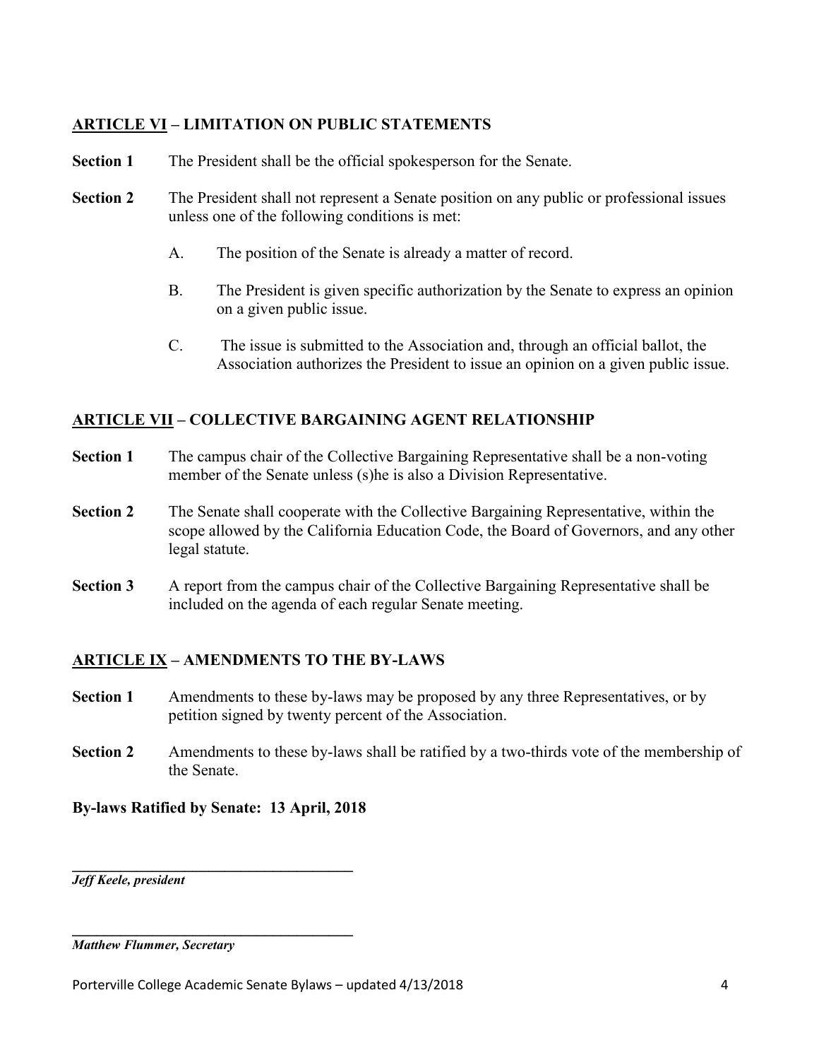## ARTICLE VI – LIMITATION ON PUBLIC STATEMENTS

**Section 1** The President shall be the official spokesperson for the Senate.

**Section 2** The President shall not represent a Senate position on any public or professional issues unless one of the following conditions is met:

A. The position of the Senate is already a matter of record.

B. The President is given specific authorization by the Senate to express an opinion on a given public issue.

C. The issue is submitted to the Association and, through an official ballot, the Association authorizes the President to issue an opinion on a given public issue.

## ARTICLE VII – COLLECTIVE BARGAINING AGENT RELATIONSHIP

**Section 1** The campus chair of the Collective Bargaining Representative shall be a non-voting member of the Senate unless (s)he is also a Division Representative.

**Section 2** The Senate shall cooperate with the Collective Bargaining Representative, within the scope allowed by the California Education Code, the Board of Governors, and any other legal statute.

**Section 3** A report from the campus chair of the Collective Bargaining Representative shall be included on the agenda of each regular Senate meeting.

## ARTICLE IX – AMENDMENTS TO THE BY-LAWS

**Section 1** Amendments to these by-laws may be proposed by any three Representatives, or by petition signed by twenty percent of the Association.

**Section 2** Amendments to these by-laws shall be ratified by a two-thirds vote of the membership of the Senate.

**By-laws Ratified by Senate: 13 April, 2018**

______________________________________

***Jeff Keele, president***

______________________________________

***Matthew Flummer, Secretary***